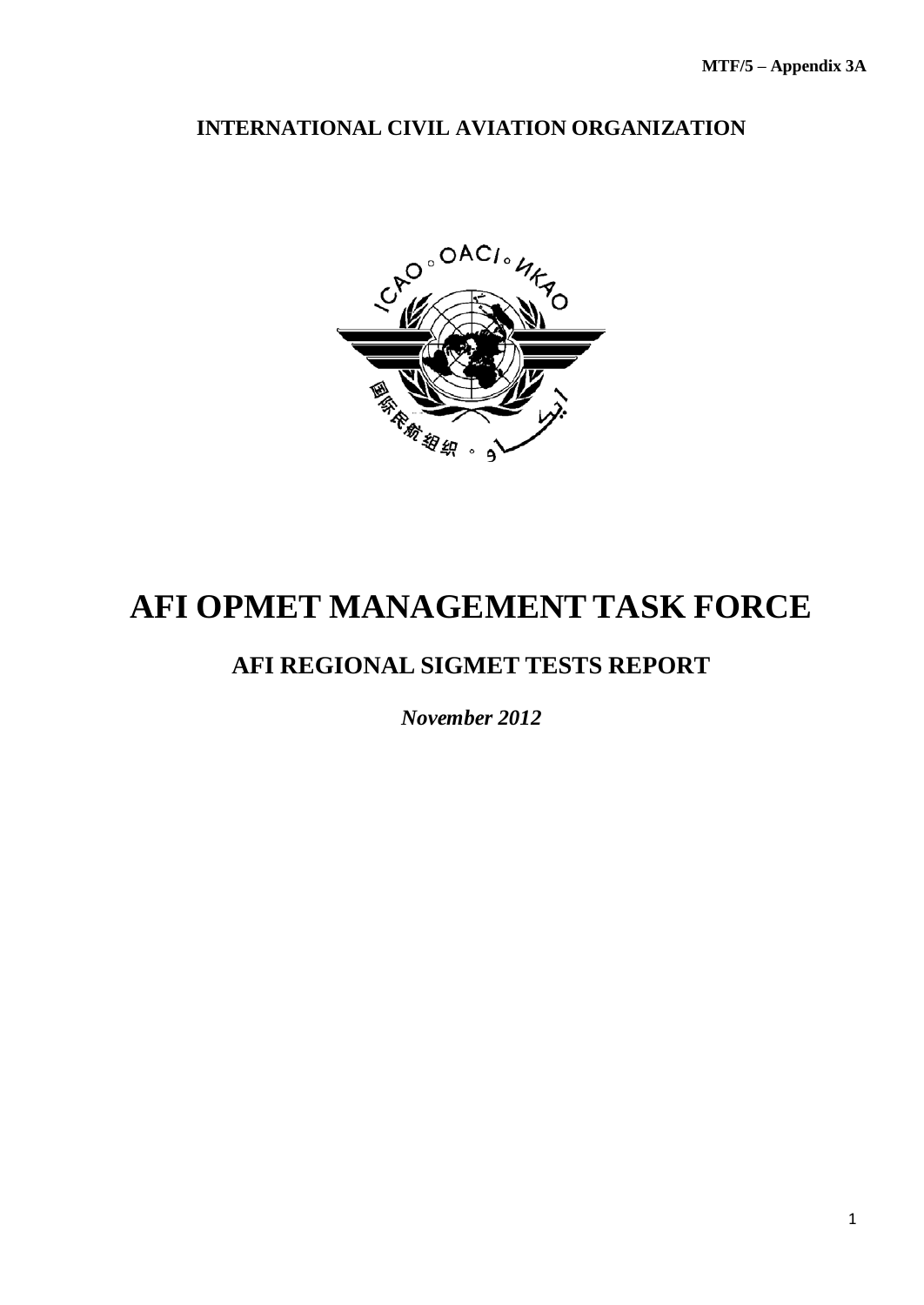MTF/5 – Appendix 3A

**INTERNATIONAL CIVIL AVIATION ORGANIZATION**

# AFI OPMET MANAGEMENT TASK FORCE

## AFI REGIONAL SIGMET TESTS REPORT

*November 2012*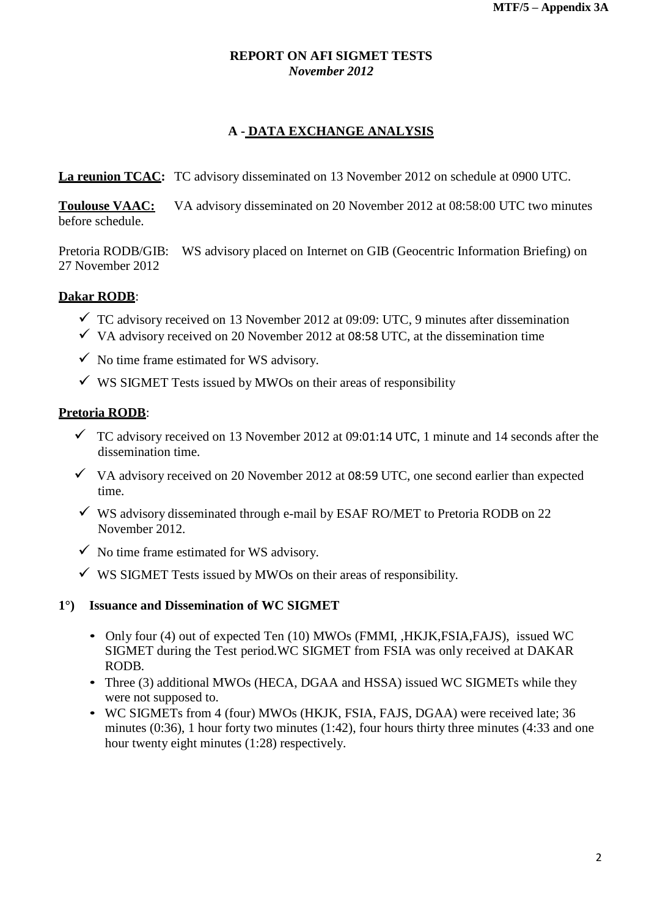**REPORT ON AFI SIGMET TESTS**
***November 2012***

## A - DATA EXCHANGE ANALYSIS

**La reunion TCAC:** TC advisory disseminated on 13 November 2012 on schedule at 0900 UTC.

**Toulouse VAAC:** VA advisory disseminated on 20 November 2012 at 08:58:00 UTC two minutes before schedule.

Pretoria RODB/GIB: WS advisory placed on Internet on GIB (Geocentric Information Briefing) on 27 November 2012

**Dakar RODB**:

- ✓ TC advisory received on 13 November 2012 at 09:09: UTC, 9 minutes after dissemination
- ✓ VA advisory received on 20 November 2012 at 08:58 UTC, at the dissemination time
- ✓ No time frame estimated for WS advisory.
- ✓ WS SIGMET Tests issued by MWOs on their areas of responsibility

**Pretoria RODB**:

- ✓ TC advisory received on 13 November 2012 at 09:01:14 UTC, 1 minute and 14 seconds after the dissemination time.
- ✓ VA advisory received on 20 November 2012 at 08:59 UTC, one second earlier than expected time.
- ✓ WS advisory disseminated through e-mail by ESAF RO/MET to Pretoria RODB on 22 November 2012.
- ✓ No time frame estimated for WS advisory.
- ✓ WS SIGMET Tests issued by MWOs on their areas of responsibility.

### 1°) Issuance and Dissemination of WC SIGMET

- Only four (4) out of expected Ten (10) MWOs (FMMI, ,HKJK,FSIA,FAJS), issued WC SIGMET during the Test period.WC SIGMET from FSIA was only received at DAKAR RODB.
- Three (3) additional MWOs (HECA, DGAA and HSSA) issued WC SIGMETs while they were not supposed to.
- WC SIGMETs from 4 (four) MWOs (HKJK, FSIA, FAJS, DGAA) were received late; 36 minutes (0:36), 1 hour forty two minutes (1:42), four hours thirty three minutes (4:33 and one hour twenty eight minutes (1:28) respectively.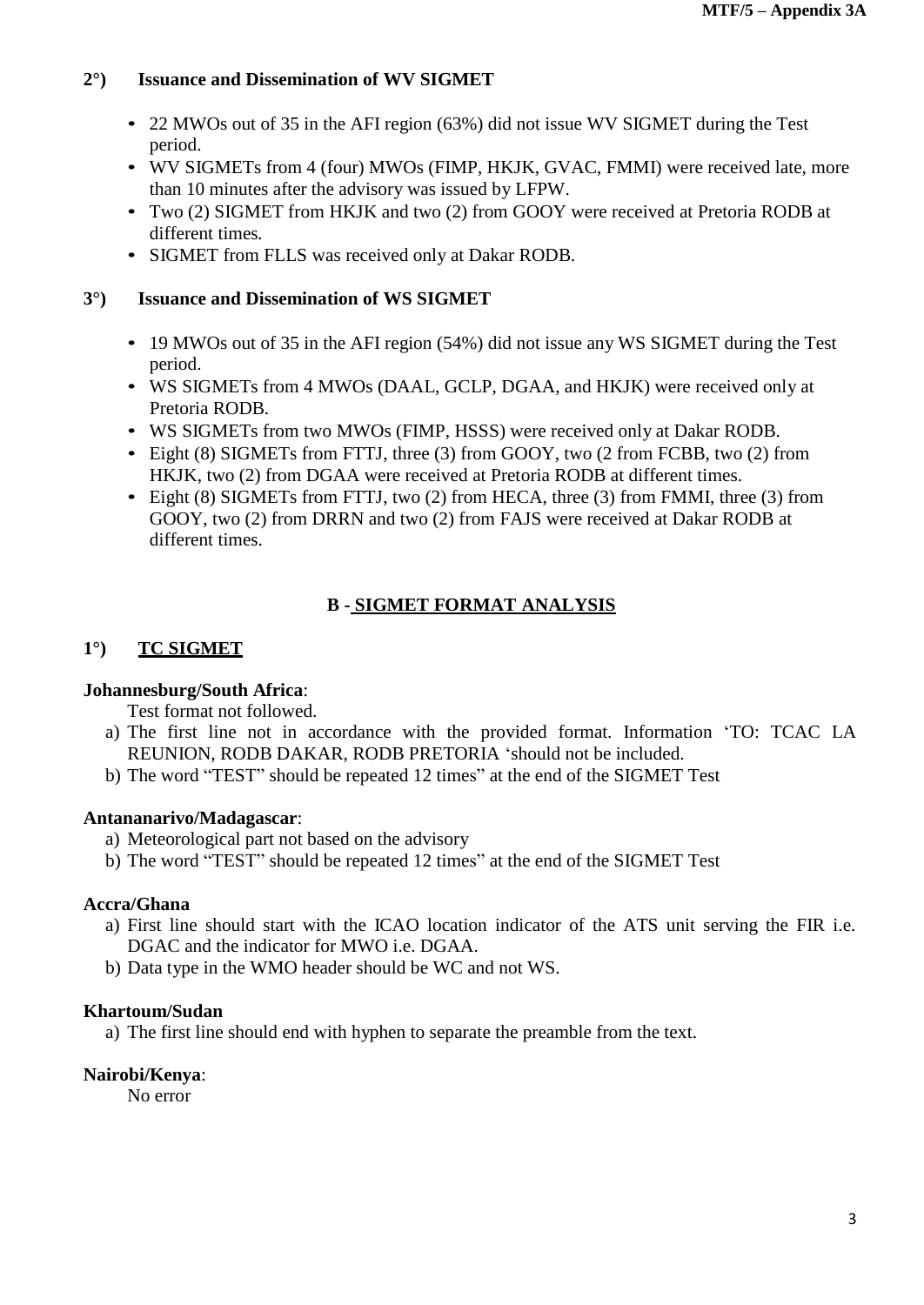### 2°) Issuance and Dissemination of WV SIGMET

- 22 MWOs out of 35 in the AFI region (63%) did not issue WV SIGMET during the Test period.
- WV SIGMETs from 4 (four) MWOs (FIMP, HKJK, GVAC, FMMI) were received late, more than 10 minutes after the advisory was issued by LFPW.
- Two (2) SIGMET from HKJK and two (2) from GOOY were received at Pretoria RODB at different times.
- SIGMET from FLLS was received only at Dakar RODB.

### 3°) Issuance and Dissemination of WS SIGMET

- 19 MWOs out of 35 in the AFI region (54%) did not issue any WS SIGMET during the Test period.
- WS SIGMETs from 4 MWOs (DAAL, GCLP, DGAA, and HKJK) were received only at Pretoria RODB.
- WS SIGMETs from two MWOs (FIMP, HSSS) were received only at Dakar RODB.
- Eight (8) SIGMETs from FTTJ, three (3) from GOOY, two (2 from FCBB, two (2) from HKJK, two (2) from DGAA were received at Pretoria RODB at different times.
- Eight (8) SIGMETs from FTTJ, two (2) from HECA, three (3) from FMMI, three (3) from GOOY, two (2) from DRRN and two (2) from FAJS were received at Dakar RODB at different times.

## B - SIGMET FORMAT ANALYSIS

### 1°) TC SIGMET

**Johannesburg/South Africa**:

Test format not followed.

a) The first line not in accordance with the provided format. Information 'TO: TCAC LA REUNION, RODB DAKAR, RODB PRETORIA 'should not be included.
b) The word "TEST" should be repeated 12 times" at the end of the SIGMET Test

**Antananarivo/Madagascar**:

a) Meteorological part not based on the advisory
b) The word "TEST" should be repeated 12 times" at the end of the SIGMET Test

**Accra/Ghana**

a) First line should start with the ICAO location indicator of the ATS unit serving the FIR i.e. DGAC and the indicator for MWO i.e. DGAA.
b) Data type in the WMO header should be WC and not WS.

**Khartoum/Sudan**

a) The first line should end with hyphen to separate the preamble from the text.

**Nairobi/Kenya**:

No error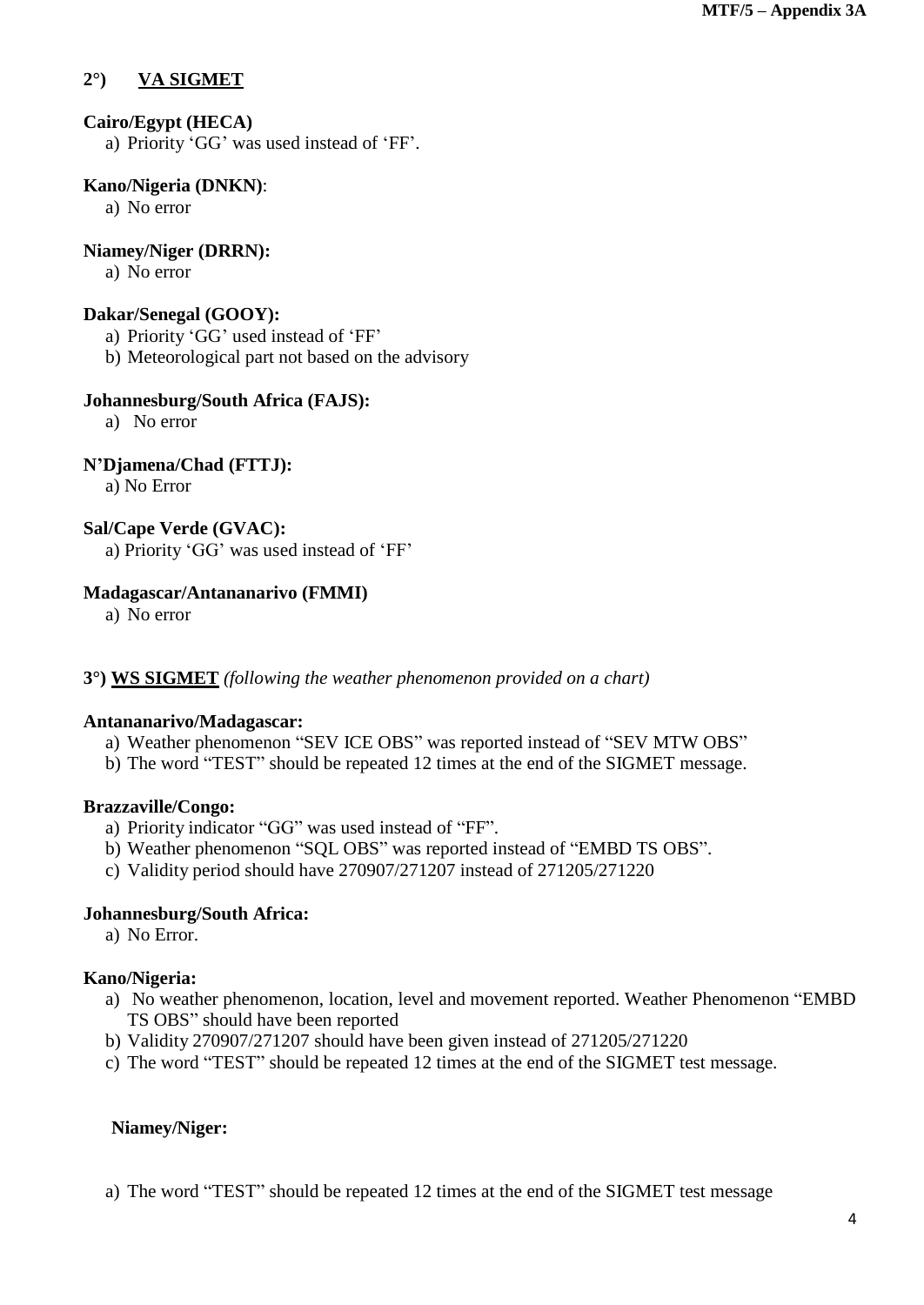## 2°) VA SIGMET

**Cairo/Egypt (HECA)**

a) Priority 'GG' was used instead of 'FF'.

**Kano/Nigeria (DNKN)**:

a) No error

**Niamey/Niger (DRRN):**

a) No error

**Dakar/Senegal (GOOY):**

a) Priority 'GG' used instead of 'FF'
b) Meteorological part not based on the advisory

**Johannesburg/South Africa (FAJS):**

a) No error

**N'Djamena/Chad (FTTJ):**

a) No Error

**Sal/Cape Verde (GVAC):**

a) Priority 'GG' was used instead of 'FF'

**Madagascar/Antananarivo (FMMI)**

a) No error

## 3°) WS SIGMET *(following the weather phenomenon provided on a chart)*

**Antananarivo/Madagascar:**

a) Weather phenomenon "SEV ICE OBS" was reported instead of "SEV MTW OBS"
b) The word "TEST" should be repeated 12 times at the end of the SIGMET message.

**Brazzaville/Congo:**

a) Priority indicator "GG" was used instead of "FF".
b) Weather phenomenon "SQL OBS" was reported instead of "EMBD TS OBS".
c) Validity period should have 270907/271207 instead of 271205/271220

**Johannesburg/South Africa:**

a) No Error.

**Kano/Nigeria:**

a) No weather phenomenon, location, level and movement reported. Weather Phenomenon "EMBD TS OBS" should have been reported
b) Validity 270907/271207 should have been given instead of 271205/271220
c) The word "TEST" should be repeated 12 times at the end of the SIGMET test message.

**Niamey/Niger:**

a) The word "TEST" should be repeated 12 times at the end of the SIGMET test message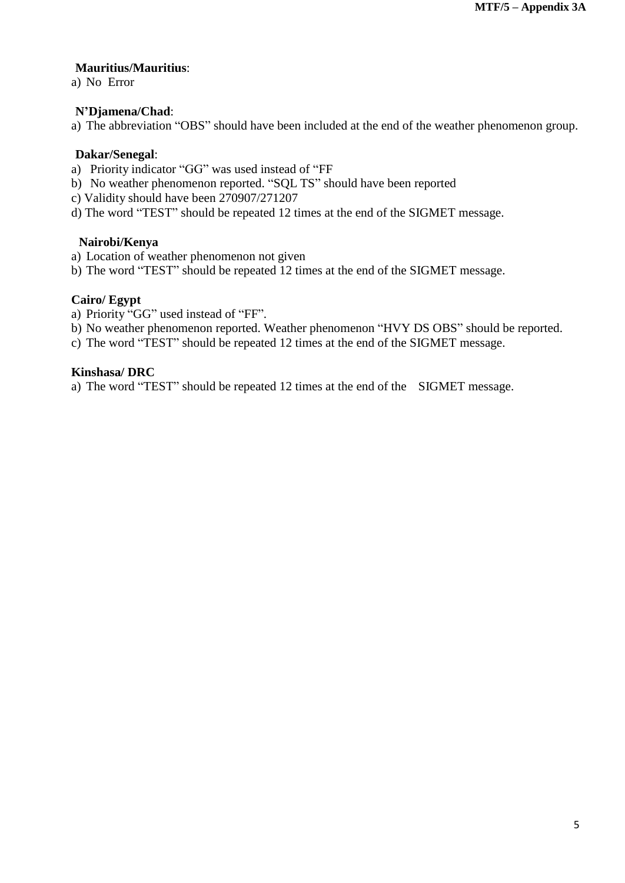**Mauritius/Mauritius**:

a) No Error

**N'Djamena/Chad**:

a) The abbreviation "OBS" should have been included at the end of the weather phenomenon group.

**Dakar/Senegal**:

a) Priority indicator "GG" was used instead of "FF
b) No weather phenomenon reported. "SQL TS" should have been reported
c) Validity should have been 270907/271207
d) The word "TEST" should be repeated 12 times at the end of the SIGMET message.

**Nairobi/Kenya**

a) Location of weather phenomenon not given
b) The word "TEST" should be repeated 12 times at the end of the SIGMET message.

**Cairo/ Egypt**

a) Priority "GG" used instead of "FF".
b) No weather phenomenon reported. Weather phenomenon "HVY DS OBS" should be reported.
c) The word "TEST" should be repeated 12 times at the end of the SIGMET message.

**Kinshasa/ DRC**

a) The word "TEST" should be repeated 12 times at the end of the SIGMET message.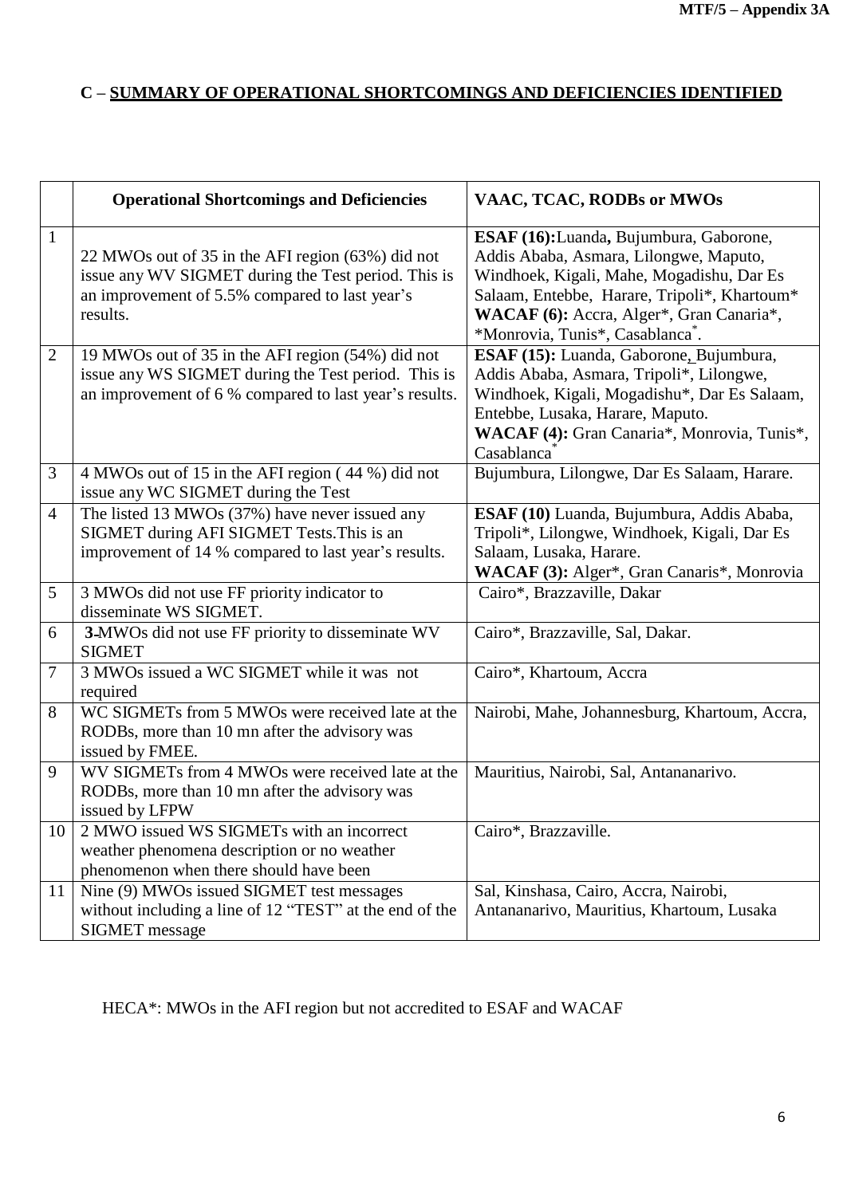## C – SUMMARY OF OPERATIONAL SHORTCOMINGS AND DEFICIENCIES IDENTIFIED

| | **Operational Shortcomings and Deficiencies** | **VAAC, TCAC, RODBs or MWOs** |
|---|---|---|
| 1 | 22 MWOs out of 35 in the AFI region (63%) did not issue any WV SIGMET during the Test period. This is an improvement of 5.5% compared to last year's results. | **ESAF (16):** Luanda**,** Bujumbura, Gaborone, Addis Ababa, Asmara, Lilongwe, Maputo, Windhoek, Kigali, Mahe, Mogadishu, Dar Es Salaam, Entebbe, Harare, Tripoli*, Khartoum* **WACAF (6):** Accra, Alger*, Gran Canaria*, *Monrovia, Tunis*, Casablanca*. |
| 2 | 19 MWOs out of 35 in the AFI region (54%) did not issue any WS SIGMET during the Test period. This is an improvement of 6 % compared to last year's results. | **ESAF (15):** Luanda, Gaborone, Bujumbura, Addis Ababa, Asmara, Tripoli*, Lilongwe, Windhoek, Kigali, Mogadishu*, Dar Es Salaam, Entebbe, Lusaka, Harare, Maputo. **WACAF (4):** Gran Canaria*, Monrovia, Tunis*, Casablanca* |
| 3 | 4 MWOs out of 15 in the AFI region ( 44 %) did not issue any WC SIGMET during the Test | Bujumbura, Lilongwe, Dar Es Salaam, Harare. |
| 4 | The listed 13 MWOs (37%) have never issued any SIGMET during AFI SIGMET Tests.This is an improvement of 14 % compared to last year's results. | **ESAF (10)** Luanda, Bujumbura, Addis Ababa, Tripoli*, Lilongwe, Windhoek, Kigali, Dar Es Salaam, Lusaka, Harare. **WACAF (3):** Alger*, Gran Canaris*, Monrovia |
| 5 | 3 MWOs did not use FF priority indicator to disseminate WS SIGMET. | Cairo*, Brazzaville, Dakar |
| 6 | **3**-MWOs did not use FF priority to disseminate WV SIGMET | Cairo*, Brazzaville, Sal, Dakar. |
| 7 | 3 MWOs issued a WC SIGMET while it was not required | Cairo*, Khartoum, Accra |
| 8 | WC SIGMETs from 5 MWOs were received late at the RODBs, more than 10 mn after the advisory was issued by FMEE. | Nairobi, Mahe, Johannesburg, Khartoum, Accra, |
| 9 | WV SIGMETs from 4 MWOs were received late at the RODBs, more than 10 mn after the advisory was issued by LFPW | Mauritius, Nairobi, Sal, Antananarivo. |
| 10 | 2 MWO issued WS SIGMETs with an incorrect weather phenomena description or no weather phenomenon when there should have been | Cairo*, Brazzaville. |
| 11 | Nine (9) MWOs issued SIGMET test messages without including a line of 12 "TEST" at the end of the SIGMET message | Sal, Kinshasa, Cairo, Accra, Nairobi, Antananarivo, Mauritius, Khartoum, Lusaka |

HECA*: MWOs in the AFI region but not accredited to ESAF and WACAF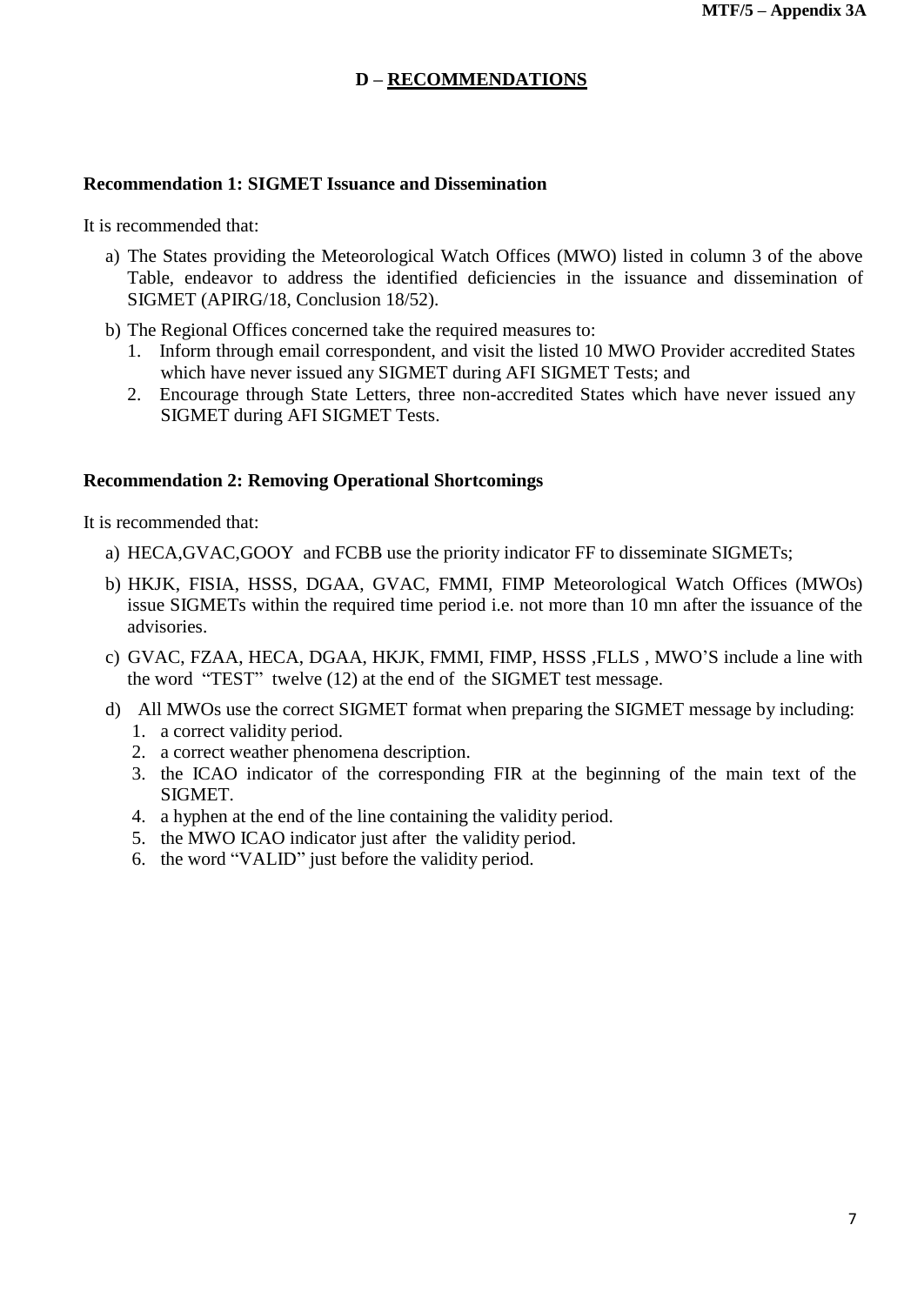## D – RECOMMENDATIONS

**Recommendation 1: SIGMET Issuance and Dissemination**

It is recommended that:

a) The States providing the Meteorological Watch Offices (MWO) listed in column 3 of the above Table, endeavor to address the identified deficiencies in the issuance and dissemination of SIGMET (APIRG/18, Conclusion 18/52).

b) The Regional Offices concerned take the required measures to:
   1. Inform through email correspondent, and visit the listed 10 MWO Provider accredited States which have never issued any SIGMET during AFI SIGMET Tests; and
   2. Encourage through State Letters, three non-accredited States which have never issued any SIGMET during AFI SIGMET Tests.

**Recommendation 2: Removing Operational Shortcomings**

It is recommended that:

a) HECA,GVAC,GOOY and FCBB use the priority indicator FF to disseminate SIGMETs;

b) HKJK, FISIA, HSSS, DGAA, GVAC, FMMI, FIMP Meteorological Watch Offices (MWOs) issue SIGMETs within the required time period i.e. not more than 10 mn after the issuance of the advisories.

c) GVAC, FZAA, HECA, DGAA, HKJK, FMMI, FIMP, HSSS ,FLLS , MWO'S include a line with the word "TEST" twelve (12) at the end of the SIGMET test message.

d) All MWOs use the correct SIGMET format when preparing the SIGMET message by including:
   1. a correct validity period.
   2. a correct weather phenomena description.
   3. the ICAO indicator of the corresponding FIR at the beginning of the main text of the SIGMET.
   4. a hyphen at the end of the line containing the validity period.
   5. the MWO ICAO indicator just after the validity period.
   6. the word "VALID" just before the validity period.